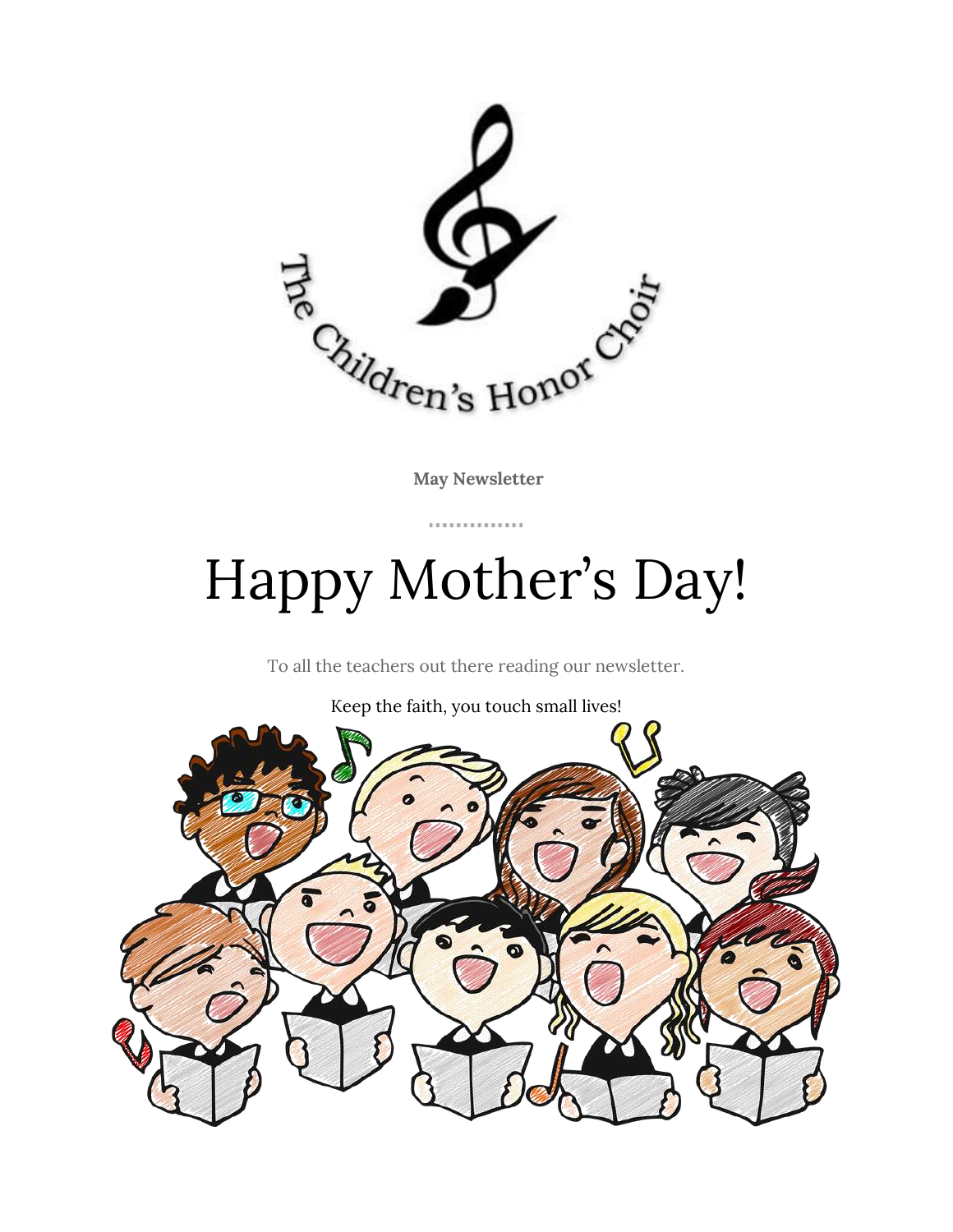The Children's Honor Choir

**May Newsletter**

# Happy Mother's Day!

To all the teachers out there reading our newsletter.

Keep the faith, you touch small lives!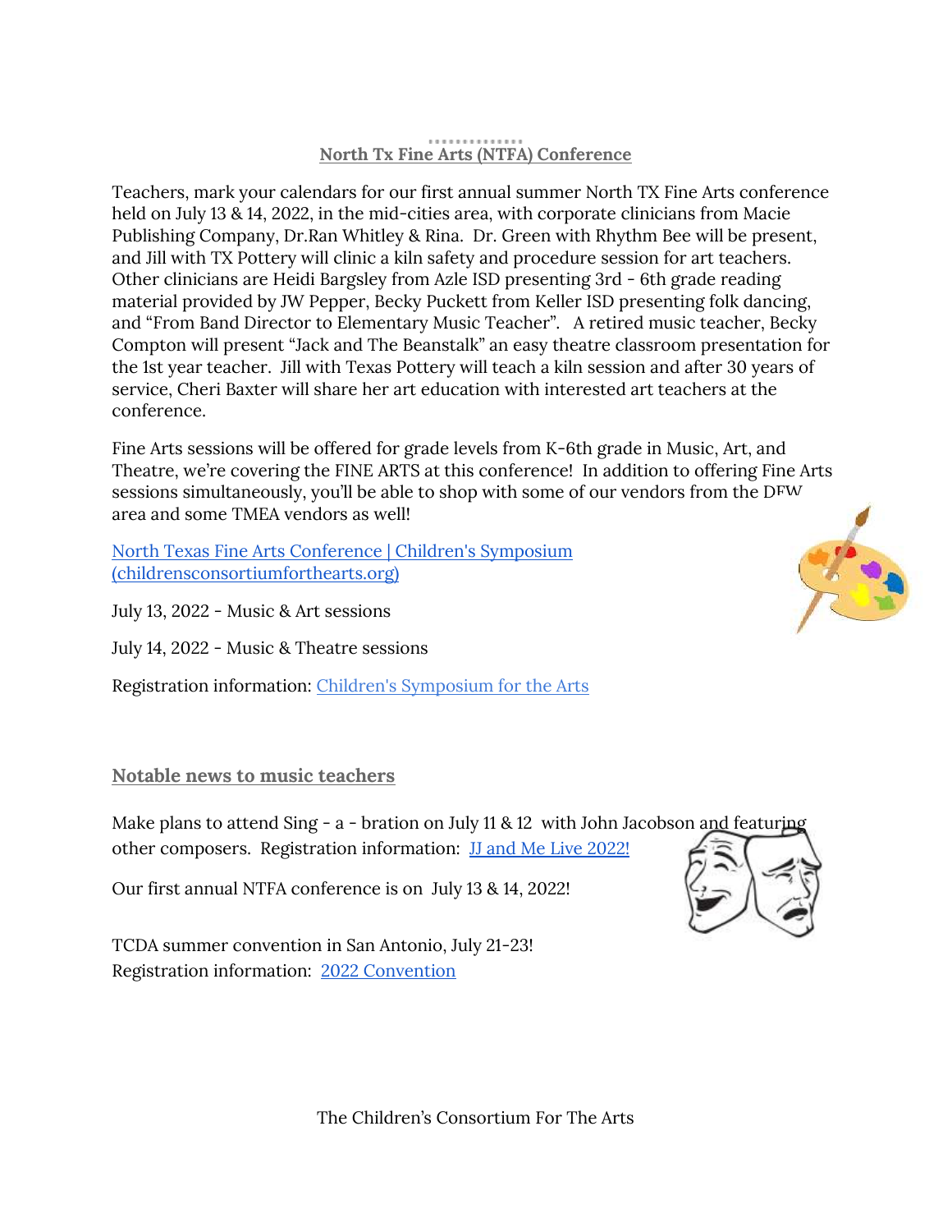## North Tx Fine Arts (NTFA) Conference

Teachers, mark your calendars for our first annual summer North TX Fine Arts conference held on July 13 & 14, 2022, in the mid-cities area, with corporate clinicians from Macie Publishing Company, Dr.Ran Whitley & Rina. Dr. Green with Rhythm Bee will be present, and Jill with TX Pottery will clinic a kiln safety and procedure session for art teachers. Other clinicians are Heidi Bargsley from Azle ISD presenting 3rd - 6th grade reading material provided by JW Pepper, Becky Puckett from Keller ISD presenting folk dancing, and "From Band Director to Elementary Music Teacher". A retired music teacher, Becky Compton will present "Jack and The Beanstalk" an easy theatre classroom presentation for the 1st year teacher. Jill with Texas Pottery will teach a kiln session and after 30 years of service, Cheri Baxter will share her art education with interested art teachers at the conference.

Fine Arts sessions will be offered for grade levels from K-6th grade in Music, Art, and Theatre, we're covering the FINE ARTS at this conference! In addition to offering Fine Arts sessions simultaneously, you'll be able to shop with some of our vendors from the DFW area and some TMEA vendors as well!

North Texas Fine Arts Conference | Children's Symposium (childrensconsortiumforthearts.org)

July 13, 2022 - Music & Art sessions

July 14, 2022 - Music & Theatre sessions

Registration information: Children's Symposium for the Arts

## Notable news to music teachers

Make plans to attend Sing - a - bration on July 11 & 12 with John Jacobson and featuring other composers. Registration information: JJ and Me Live 2022!

Our first annual NTFA conference is on July 13 & 14, 2022!

TCDA summer convention in San Antonio, July 21-23!
Registration information: 2022 Convention

The Children's Consortium For The Arts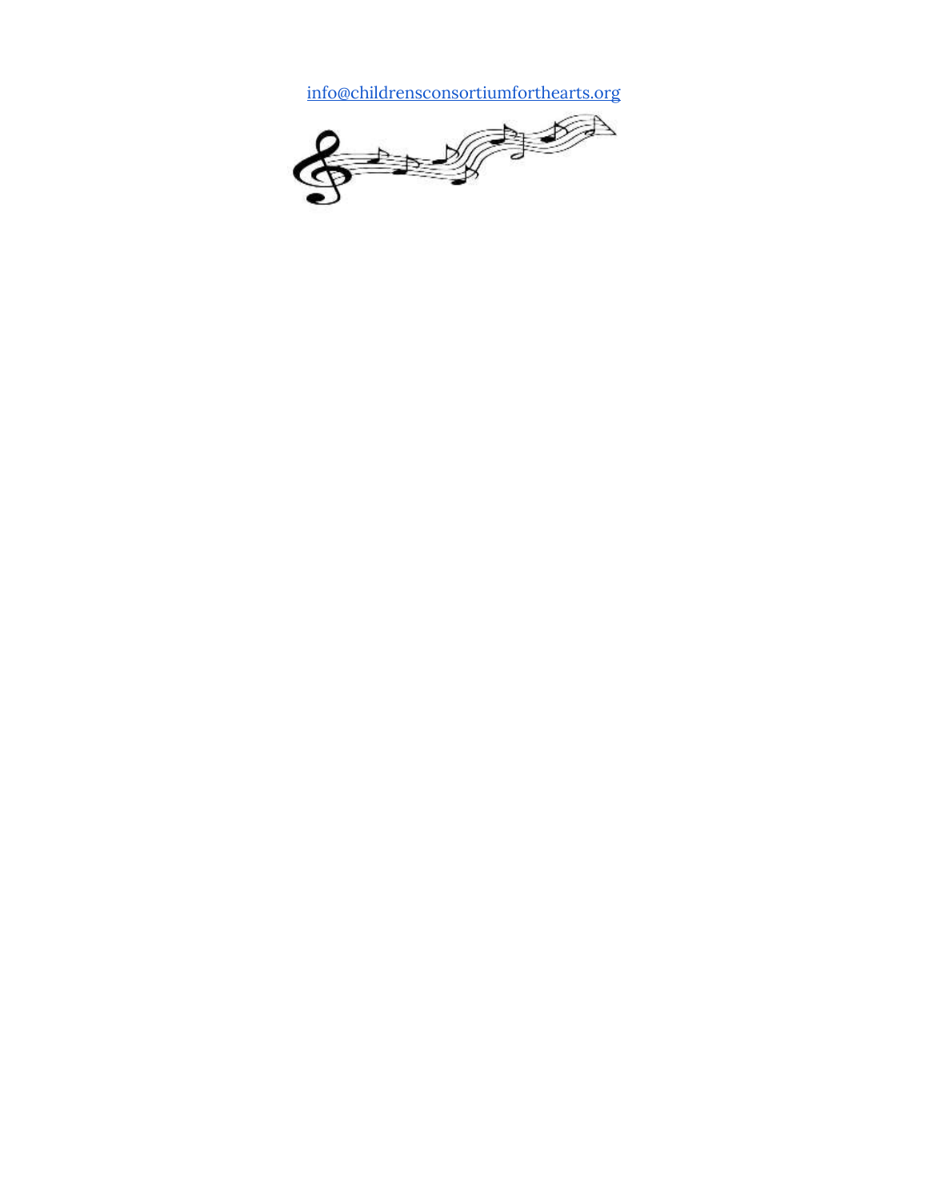info@childrensconsortiumforthearts.org